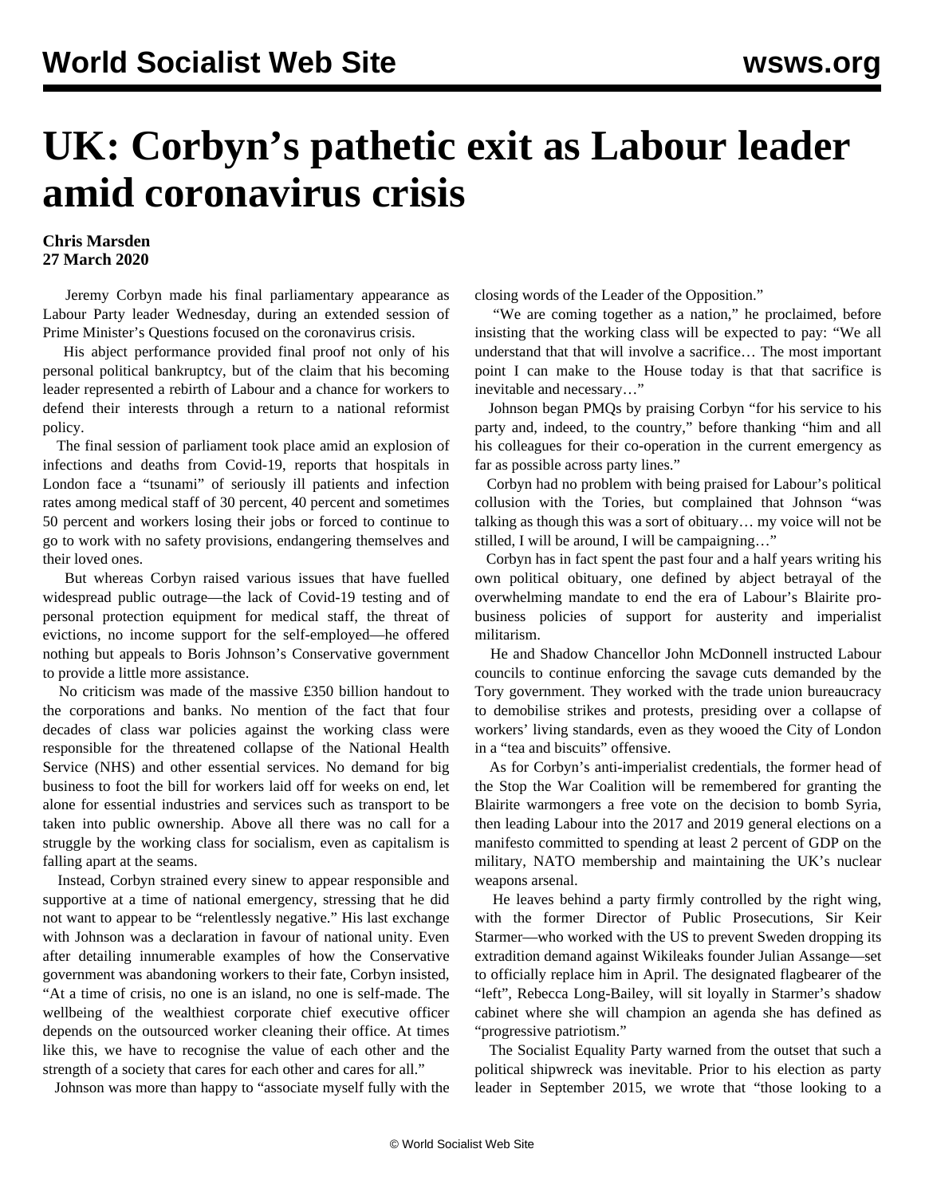# UK: Corbyn's pathetic exit as Labour leader amid coronavirus crisis

**Chris Marsden**
**27 March 2020**

Jeremy Corbyn made his final parliamentary appearance as Labour Party leader Wednesday, during an extended session of Prime Minister's Questions focused on the coronavirus crisis.

His abject performance provided final proof not only of his personal political bankruptcy, but of the claim that his becoming leader represented a rebirth of Labour and a chance for workers to defend their interests through a return to a national reformist policy.

The final session of parliament took place amid an explosion of infections and deaths from Covid-19, reports that hospitals in London face a "tsunami" of seriously ill patients and infection rates among medical staff of 30 percent, 40 percent and sometimes 50 percent and workers losing their jobs or forced to continue to go to work with no safety provisions, endangering themselves and their loved ones.

But whereas Corbyn raised various issues that have fuelled widespread public outrage—the lack of Covid-19 testing and of personal protection equipment for medical staff, the threat of evictions, no income support for the self-employed—he offered nothing but appeals to Boris Johnson's Conservative government to provide a little more assistance.

No criticism was made of the massive £350 billion handout to the corporations and banks. No mention of the fact that four decades of class war policies against the working class were responsible for the threatened collapse of the National Health Service (NHS) and other essential services. No demand for big business to foot the bill for workers laid off for weeks on end, let alone for essential industries and services such as transport to be taken into public ownership. Above all there was no call for a struggle by the working class for socialism, even as capitalism is falling apart at the seams.

Instead, Corbyn strained every sinew to appear responsible and supportive at a time of national emergency, stressing that he did not want to appear to be "relentlessly negative." His last exchange with Johnson was a declaration in favour of national unity. Even after detailing innumerable examples of how the Conservative government was abandoning workers to their fate, Corbyn insisted, "At a time of crisis, no one is an island, no one is self-made. The wellbeing of the wealthiest corporate chief executive officer depends on the outsourced worker cleaning their office. At times like this, we have to recognise the value of each other and the strength of a society that cares for each other and cares for all."

Johnson was more than happy to "associate myself fully with the closing words of the Leader of the Opposition."

"We are coming together as a nation," he proclaimed, before insisting that the working class will be expected to pay: "We all understand that that will involve a sacrifice… The most important point I can make to the House today is that that sacrifice is inevitable and necessary…"

Johnson began PMQs by praising Corbyn "for his service to his party and, indeed, to the country," before thanking "him and all his colleagues for their co-operation in the current emergency as far as possible across party lines."

Corbyn had no problem with being praised for Labour's political collusion with the Tories, but complained that Johnson "was talking as though this was a sort of obituary… my voice will not be stilled, I will be around, I will be campaigning…"

Corbyn has in fact spent the past four and a half years writing his own political obituary, one defined by abject betrayal of the overwhelming mandate to end the era of Labour's Blairite pro-business policies of support for austerity and imperialist militarism.

He and Shadow Chancellor John McDonnell instructed Labour councils to continue enforcing the savage cuts demanded by the Tory government. They worked with the trade union bureaucracy to demobilise strikes and protests, presiding over a collapse of workers' living standards, even as they wooed the City of London in a "tea and biscuits" offensive.

As for Corbyn's anti-imperialist credentials, the former head of the Stop the War Coalition will be remembered for granting the Blairite warmongers a free vote on the decision to bomb Syria, then leading Labour into the 2017 and 2019 general elections on a manifesto committed to spending at least 2 percent of GDP on the military, NATO membership and maintaining the UK's nuclear weapons arsenal.

He leaves behind a party firmly controlled by the right wing, with the former Director of Public Prosecutions, Sir Keir Starmer—who worked with the US to prevent Sweden dropping its extradition demand against Wikileaks founder Julian Assange—set to officially replace him in April. The designated flagbearer of the "left", Rebecca Long-Bailey, will sit loyally in Starmer's shadow cabinet where she will champion an agenda she has defined as "progressive patriotism."

The Socialist Equality Party warned from the outset that such a political shipwreck was inevitable. Prior to his election as party leader in September 2015, we wrote that "those looking to a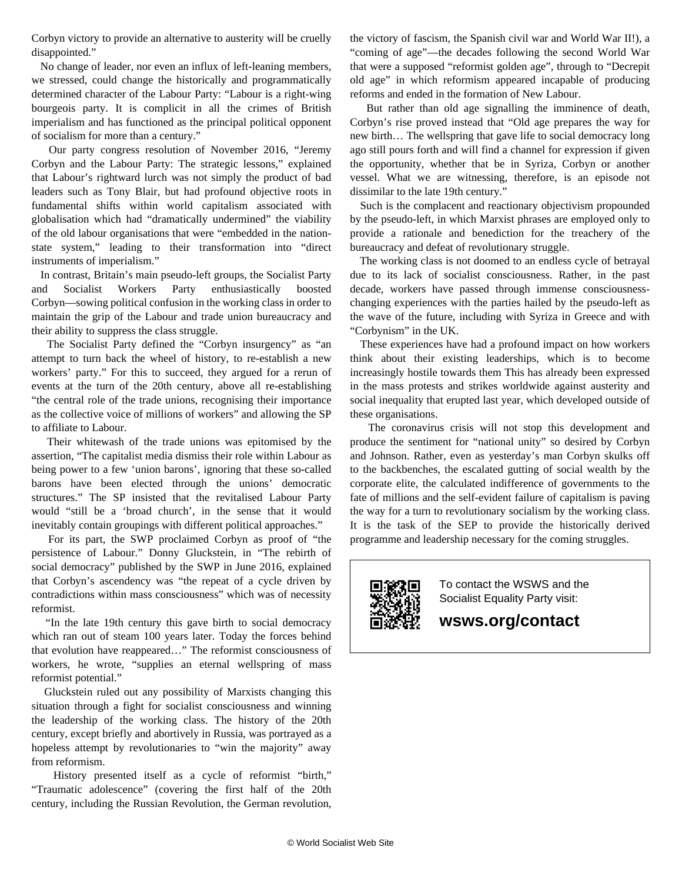Corbyn victory to provide an alternative to austerity will be cruelly disappointed."

No change of leader, nor even an influx of left-leaning members, we stressed, could change the historically and programmatically determined character of the Labour Party: "Labour is a right-wing bourgeois party. It is complicit in all the crimes of British imperialism and has functioned as the principal political opponent of socialism for more than a century."

Our party congress resolution of November 2016, "Jeremy Corbyn and the Labour Party: The strategic lessons," explained that Labour's rightward lurch was not simply the product of bad leaders such as Tony Blair, but had profound objective roots in fundamental shifts within world capitalism associated with globalisation which had "dramatically undermined" the viability of the old labour organisations that were "embedded in the nation-state system," leading to their transformation into "direct instruments of imperialism."

In contrast, Britain's main pseudo-left groups, the Socialist Party and Socialist Workers Party enthusiastically boosted Corbyn—sowing political confusion in the working class in order to maintain the grip of the Labour and trade union bureaucracy and their ability to suppress the class struggle.

The Socialist Party defined the "Corbyn insurgency" as "an attempt to turn back the wheel of history, to re-establish a new workers' party." For this to succeed, they argued for a rerun of events at the turn of the 20th century, above all re-establishing "the central role of the trade unions, recognising their importance as the collective voice of millions of workers" and allowing the SP to affiliate to Labour.

Their whitewash of the trade unions was epitomised by the assertion, "The capitalist media dismiss their role within Labour as being power to a few 'union barons', ignoring that these so-called barons have been elected through the unions' democratic structures." The SP insisted that the revitalised Labour Party would "still be a 'broad church', in the sense that it would inevitably contain groupings with different political approaches."

For its part, the SWP proclaimed Corbyn as proof of "the persistence of Labour." Donny Gluckstein, in "The rebirth of social democracy" published by the SWP in June 2016, explained that Corbyn's ascendency was "the repeat of a cycle driven by contradictions within mass consciousness" which was of necessity reformist.

"In the late 19th century this gave birth to social democracy which ran out of steam 100 years later. Today the forces behind that evolution have reappeared…" The reformist consciousness of workers, he wrote, "supplies an eternal wellspring of mass reformist potential."

Gluckstein ruled out any possibility of Marxists changing this situation through a fight for socialist consciousness and winning the leadership of the working class. The history of the 20th century, except briefly and abortively in Russia, was portrayed as a hopeless attempt by revolutionaries to "win the majority" away from reformism.

History presented itself as a cycle of reformist "birth," "Traumatic adolescence" (covering the first half of the 20th century, including the Russian Revolution, the German revolution, the victory of fascism, the Spanish civil war and World War II!), a "coming of age"—the decades following the second World War that were a supposed "reformist golden age", through to "Decrepit old age" in which reformism appeared incapable of producing reforms and ended in the formation of New Labour.

But rather than old age signalling the imminence of death, Corbyn's rise proved instead that "Old age prepares the way for new birth… The wellspring that gave life to social democracy long ago still pours forth and will find a channel for expression if given the opportunity, whether that be in Syriza, Corbyn or another vessel. What we are witnessing, therefore, is an episode not dissimilar to the late 19th century."

Such is the complacent and reactionary objectivism propounded by the pseudo-left, in which Marxist phrases are employed only to provide a rationale and benediction for the treachery of the bureaucracy and defeat of revolutionary struggle.

The working class is not doomed to an endless cycle of betrayal due to its lack of socialist consciousness. Rather, in the past decade, workers have passed through immense consciousness-changing experiences with the parties hailed by the pseudo-left as the wave of the future, including with Syriza in Greece and with "Corbynism" in the UK.

These experiences have had a profound impact on how workers think about their existing leaderships, which is to become increasingly hostile towards them This has already been expressed in the mass protests and strikes worldwide against austerity and social inequality that erupted last year, which developed outside of these organisations.

The coronavirus crisis will not stop this development and produce the sentiment for "national unity" so desired by Corbyn and Johnson. Rather, even as yesterday's man Corbyn skulks off to the backbenches, the escalated gutting of social wealth by the corporate elite, the calculated indifference of governments to the fate of millions and the self-evident failure of capitalism is paving the way for a turn to revolutionary socialism by the working class. It is the task of the SEP to provide the historically derived programme and leadership necessary for the coming struggles.

To contact the WSWS and the Socialist Equality Party visit:

**wsws.org/contact**